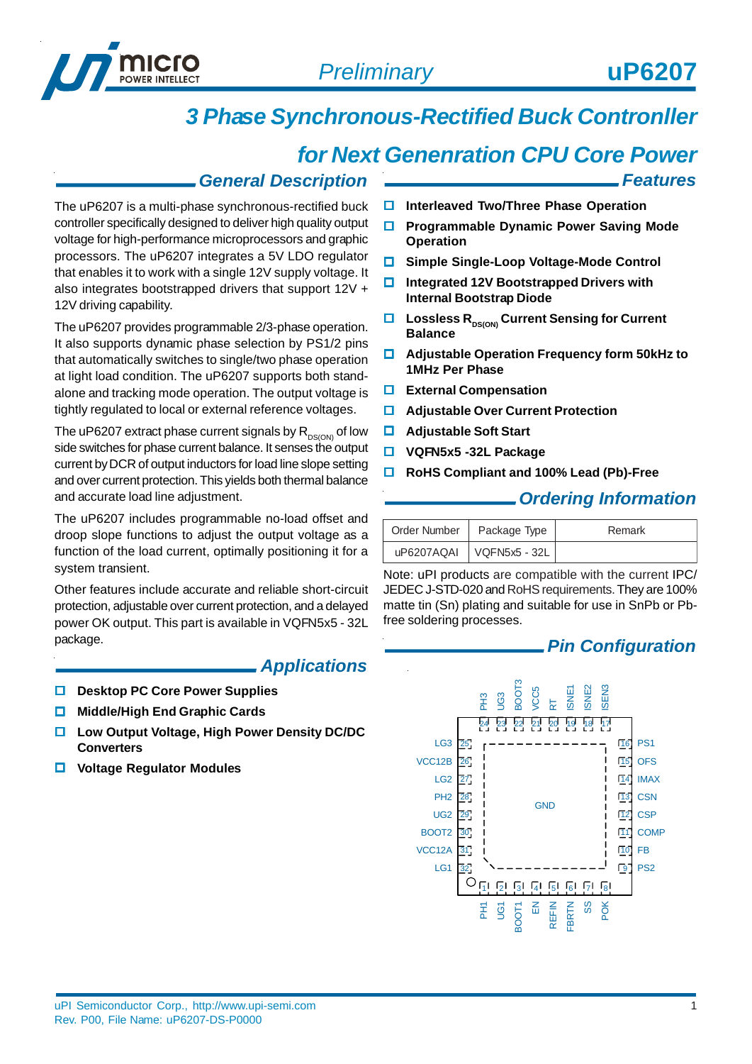# uP6207

*Preliminary*

# 3 Phase Synchronous-Rectified Buck Contronller for Next Genenration CPU Core Power

## General Description

The uP6207 is a multi-phase synchronous-rectified buck controller specifically designed to deliver high quality output voltage for high-performance microprocessors and graphic processors. The uP6207 integrates a 5V LDO regulator that enables it to work with a single 12V supply voltage. It also integrates bootstrapped drivers that support 12V + 12V driving capability.

The uP6207 provides programmable 2/3-phase operation. It also supports dynamic phase selection by PS1/2 pins that automatically switches to single/two phase operation at light load condition. The uP6207 supports both stand-alone and tracking mode operation. The output voltage is tightly regulated to local or external reference voltages.

The uP6207 extract phase current signals by $R_{DS(ON)}$ of low side switches for phase current balance. It senses the output current by DCR of output inductors for load line slope setting and over current protection. This yields both thermal balance and accurate load line adjustment.

The uP6207 includes programmable no-load offset and droop slope functions to adjust the output voltage as a function of the load current, optimally positioning it for a system transient.

Other features include accurate and reliable short-circuit protection, adjustable over current protection, and a delayed power OK output. This part is available in VQFN5x5 - 32L package.

## Applications

- **Desktop PC Core Power Supplies**
- **Middle/High End Graphic Cards**
- **Low Output Voltage, High Power Density DC/DC Converters**
- **Voltage Regulator Modules**

## Features

- **Interleaved Two/Three Phase Operation**
- **Programmable Dynamic Power Saving Mode Operation**
- **Simple Single-Loop Voltage-Mode Control**
- **Integrated 12V Bootstrapped Drivers with Internal Bootstrap Diode**
- **Lossless $R_{DS(ON)}$ Current Sensing for Current Balance**
- **Adjustable Operation Frequency form 50kHz to 1MHz Per Phase**
- **External Compensation**
- **Adjustable Over Current Protection**
- **Adjustable Soft Start**
- **VQFN5x5 -32L Package**
- **RoHS Compliant and 100% Lead (Pb)-Free**

## Ordering Information

| Order Number | Package Type | Remark |
|---|---|---|
| uP6207AQAI | VQFN5x5 - 32L | |

Note: uPI products are compatible with the current IPC/JEDEC J-STD-020 and RoHS requirements. They are 100% matte tin (Sn) plating and suitable for use in SnPb or Pb-free soldering processes.

## Pin Configuration

| Pin | Name | Pin | Name |
|---|---|---|---|
| 1 | PH1 | 17 | ISEN3 |
| 2 | UG1 | 18 | ISNE2 |
| 3 | BOOT1 | 19 | ISNE1 |
| 4 | EN | 20 | RT |
| 5 | REFIN | 21 | VCC5 |
| 6 | FBRTN | 22 | BOOT3 |
| 7 | SS | 23 | UG3 |
| 8 | POK | 24 | PH3 |
| 9 | PS2 | 25 | LG3 |
| 10 | FB | 26 | VCC12B |
| 11 | COMP | 27 | LG2 |
| 12 | CSP | 28 | PH2 |
| 13 | CSN | 29 | UG2 |
| 14 | IMAX | 30 | BOOT2 |
| 15 | OFS | 31 | VCC12A |
| 16 | PS1 | 32 | LG1 |

Exposed pad: GND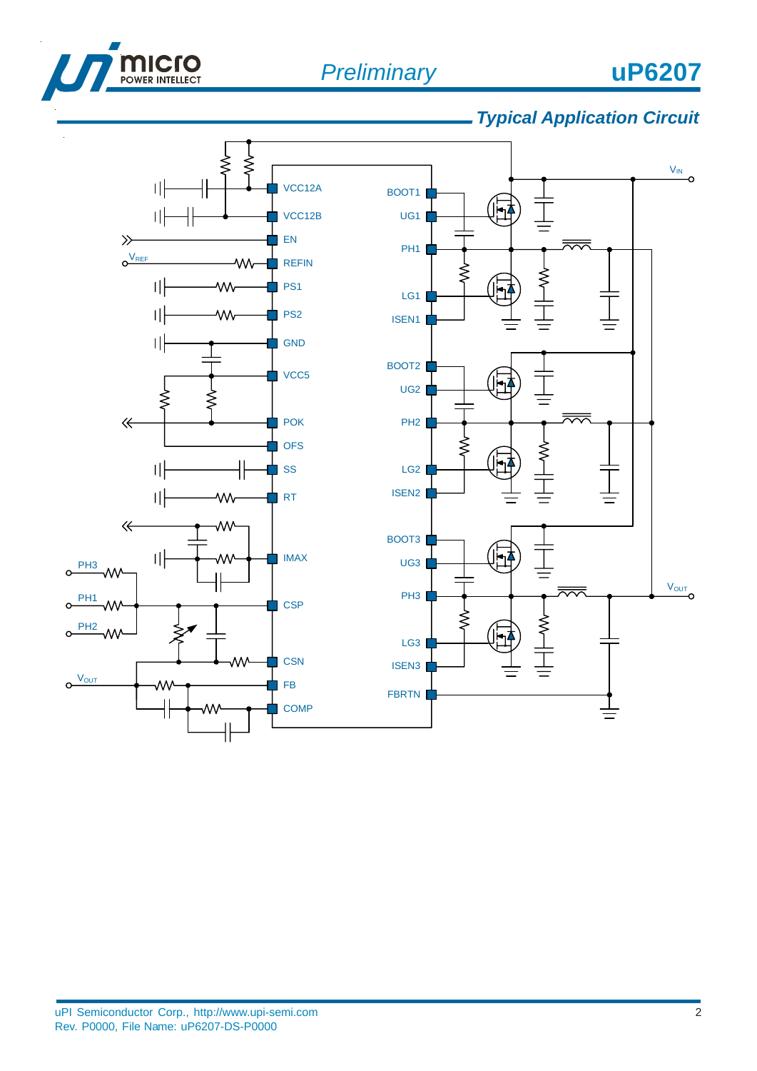## Typical Application Circuit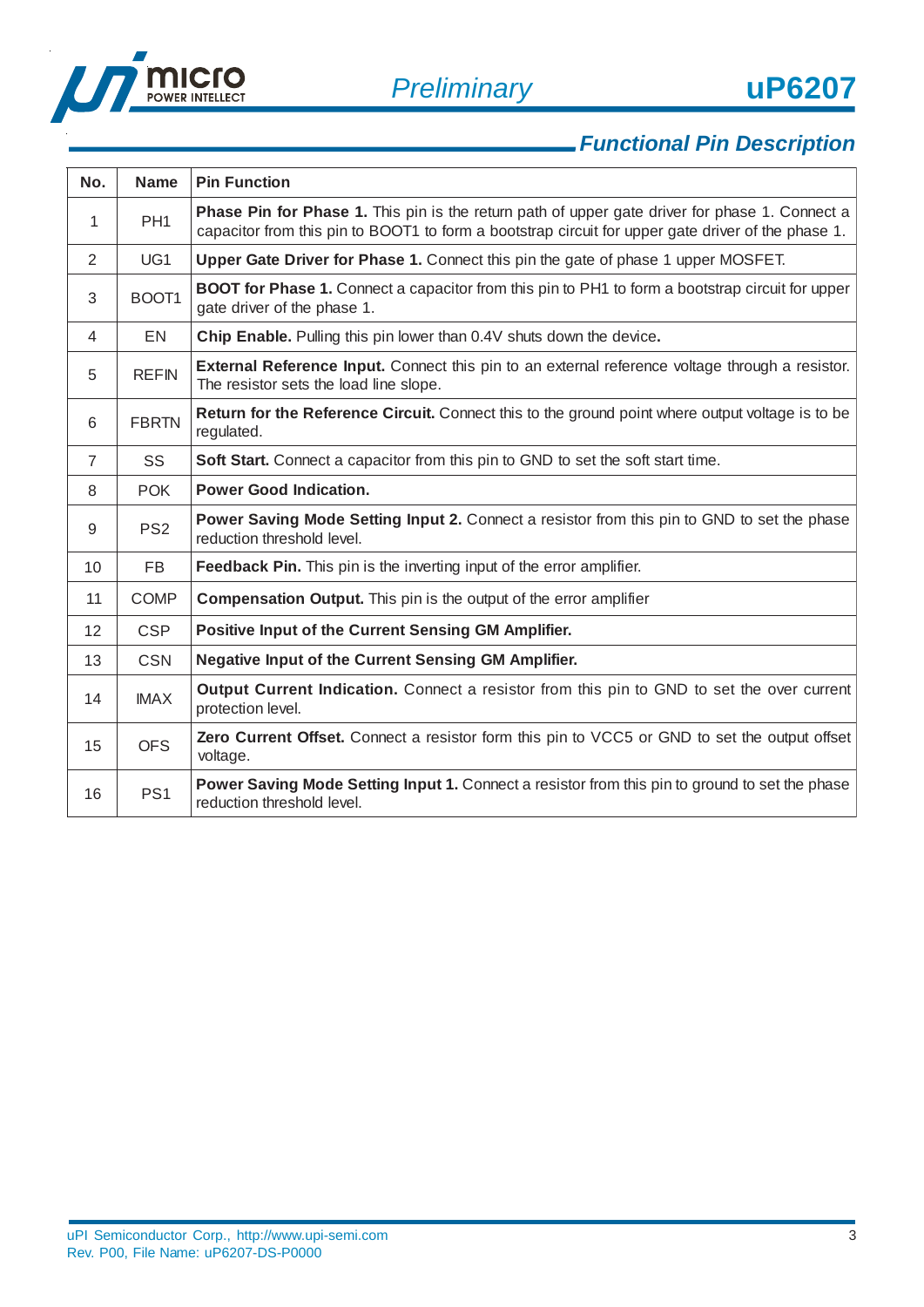## Functional Pin Description

| No. | Name | Pin Function |
|---|---|---|
| 1 | PH1 | **Phase Pin for Phase 1.** This pin is the return path of upper gate driver for phase 1. Connect a capacitor from this pin to BOOT1 to form a bootstrap circuit for upper gate driver of the phase 1. |
| 2 | UG1 | **Upper Gate Driver for Phase 1.** Connect this pin the gate of phase 1 upper MOSFET. |
| 3 | BOOT1 | **BOOT for Phase 1.** Connect a capacitor from this pin to PH1 to form a bootstrap circuit for upper gate driver of the phase 1. |
| 4 | EN | **Chip Enable.** Pulling this pin lower than 0.4V shuts down the device**.** |
| 5 | REFIN | **External Reference Input.** Connect this pin to an external reference voltage through a resistor. The resistor sets the load line slope. |
| 6 | FBRTN | **Return for the Reference Circuit.** Connect this to the ground point where output voltage is to be regulated. |
| 7 | SS | **Soft Start.** Connect a capacitor from this pin to GND to set the soft start time. |
| 8 | POK | **Power Good Indication.** |
| 9 | PS2 | **Power Saving Mode Setting Input 2.** Connect a resistor from this pin to GND to set the phase reduction threshold level. |
| 10 | FB | **Feedback Pin.** This pin is the inverting input of the error amplifier. |
| 11 | COMP | **Compensation Output.** This pin is the output of the error amplifier |
| 12 | CSP | **Positive Input of the Current Sensing GM Amplifier.** |
| 13 | CSN | **Negative Input of the Current Sensing GM Amplifier.** |
| 14 | IMAX | **Output Current Indication.** Connect a resistor from this pin to GND to set the over current protection level. |
| 15 | OFS | **Zero Current Offset.** Connect a resistor form this pin to VCC5 or GND to set the output offset voltage. |
| 16 | PS1 | **Power Saving Mode Setting Input 1.** Connect a resistor from this pin to ground to set the phase reduction threshold level. |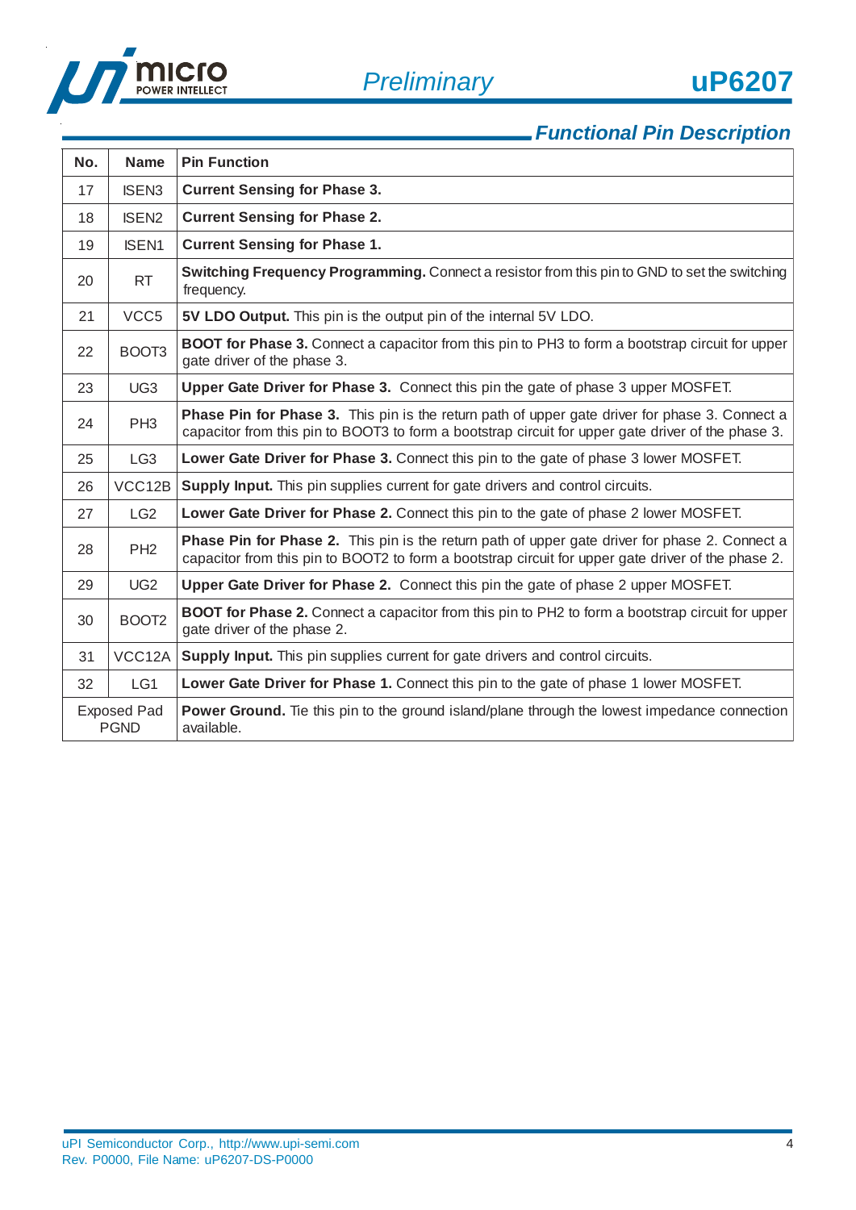## Functional Pin Description

| No. | Name | Pin Function |
|---|---|---|
| 17 | ISEN3 | **Current Sensing for Phase 3.** |
| 18 | ISEN2 | **Current Sensing for Phase 2.** |
| 19 | ISEN1 | **Current Sensing for Phase 1.** |
| 20 | RT | **Switching Frequency Programming.** Connect a resistor from this pin to GND to set the switching frequency. |
| 21 | VCC5 | **5V LDO Output.** This pin is the output pin of the internal 5V LDO. |
| 22 | BOOT3 | **BOOT for Phase 3.** Connect a capacitor from this pin to PH3 to form a bootstrap circuit for upper gate driver of the phase 3. |
| 23 | UG3 | **Upper Gate Driver for Phase 3.** Connect this pin the gate of phase 3 upper MOSFET. |
| 24 | PH3 | **Phase Pin for Phase 3.** This pin is the return path of upper gate driver for phase 3. Connect a capacitor from this pin to BOOT3 to form a bootstrap circuit for upper gate driver of the phase 3. |
| 25 | LG3 | **Lower Gate Driver for Phase 3.** Connect this pin to the gate of phase 3 lower MOSFET. |
| 26 | VCC12B | **Supply Input.** This pin supplies current for gate drivers and control circuits. |
| 27 | LG2 | **Lower Gate Driver for Phase 2.** Connect this pin to the gate of phase 2 lower MOSFET. |
| 28 | PH2 | **Phase Pin for Phase 2.** This pin is the return path of upper gate driver for phase 2. Connect a capacitor from this pin to BOOT2 to form a bootstrap circuit for upper gate driver of the phase 2. |
| 29 | UG2 | **Upper Gate Driver for Phase 2.** Connect this pin the gate of phase 2 upper MOSFET. |
| 30 | BOOT2 | **BOOT for Phase 2.** Connect a capacitor from this pin to PH2 to form a bootstrap circuit for upper gate driver of the phase 2. |
| 31 | VCC12A | **Supply Input.** This pin supplies current for gate drivers and control circuits. |
| 32 | LG1 | **Lower Gate Driver for Phase 1.** Connect this pin to the gate of phase 1 lower MOSFET. |
| Exposed Pad PGND | | **Power Ground.** Tie this pin to the ground island/plane through the lowest impedance connection available. |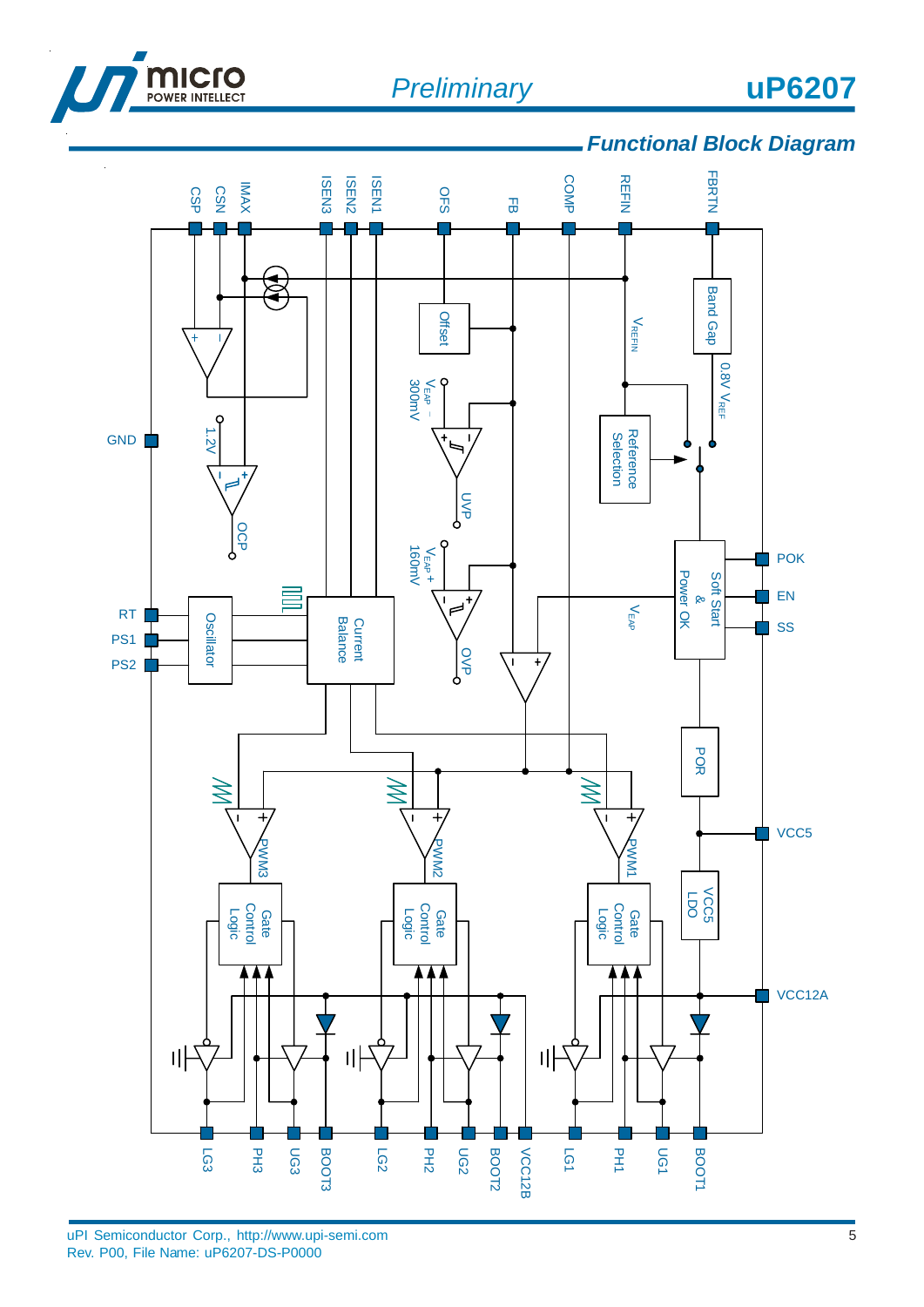## Functional Block Diagram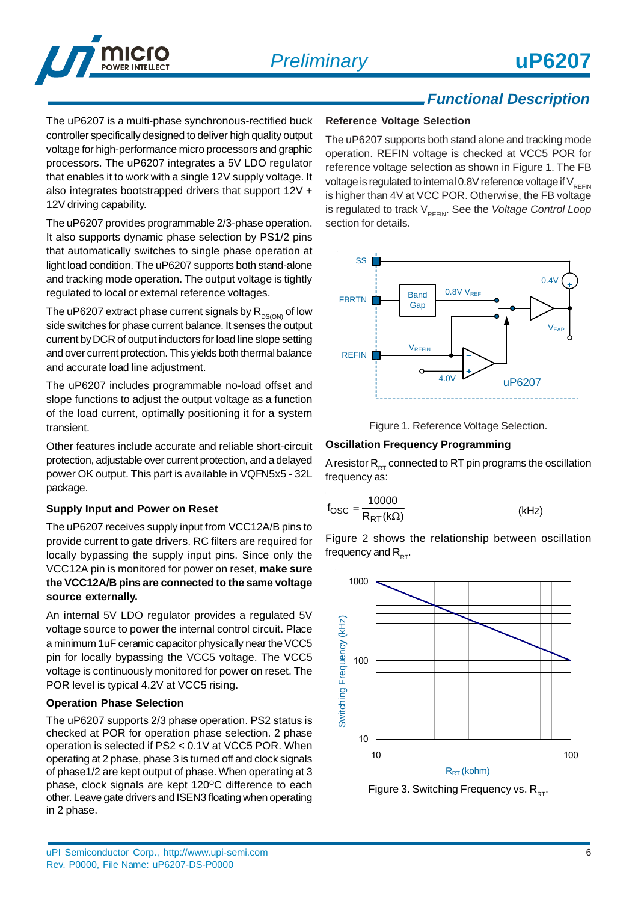## Functional Description

The uP6207 is a multi-phase synchronous-rectified buck controller specifically designed to deliver high quality output voltage for high-performance micro processors and graphic processors. The uP6207 integrates a 5V LDO regulator that enables it to work with a single 12V supply voltage. It also integrates bootstrapped drivers that support 12V + 12V driving capability.

The uP6207 provides programmable 2/3-phase operation. It also supports dynamic phase selection by PS1/2 pins that automatically switches to single phase operation at light load condition. The uP6207 supports both stand-alone and tracking mode operation. The output voltage is tightly regulated to local or external reference voltages.

The uP6207 extract phase current signals by $R_{DS(ON)}$ of low side switches for phase current balance. It senses the output current by DCR of output inductors for load line slope setting and over current protection. This yields both thermal balance and accurate load line adjustment.

The uP6207 includes programmable no-load offset and slope functions to adjust the output voltage as a function of the load current, optimally positioning it for a system transient.

Other features include accurate and reliable short-circuit protection, adjustable over current protection, and a delayed power OK output. This part is available in VQFN5x5 - 32L package.

### Supply Input and Power on Reset

The uP6207 receives supply input from VCC12A/B pins to provide current to gate drivers. RC filters are required for locally bypassing the supply input pins. Since only the VCC12A pin is monitored for power on reset, **make sure the VCC12A/B pins are connected to the same voltage source externally.**

An internal 5V LDO regulator provides a regulated 5V voltage source to power the internal control circuit. Place a minimum 1uF ceramic capacitor physically near the VCC5 pin for locally bypassing the VCC5 voltage. The VCC5 voltage is continuously monitored for power on reset. The POR level is typical 4.2V at VCC5 rising.

### Operation Phase Selection

The uP6207 supports 2/3 phase operation. PS2 status is checked at POR for operation phase selection. 2 phase operation is selected if PS2 < 0.1V at VCC5 POR. When operating at 2 phase, phase 3 is turned off and clock signals of phase1/2 are kept output of phase. When operating at 3 phase, clock signals are kept 120$^{o}$C difference to each other. Leave gate drivers and ISEN3 floating when operating in 2 phase.

### Reference Voltage Selection

The uP6207 supports both stand alone and tracking mode operation. REFIN voltage is checked at VCC5 POR for reference voltage selection as shown in Figure 1. The FB voltage is regulated to internal 0.8V reference voltage if $V_{REFIN}$ is higher than 4V at VCC POR. Otherwise, the FB voltage is regulated to track $V_{REFIN}$. See the *Voltage Control Loop* section for details.

Figure 1. Reference Voltage Selection.

### Oscillation Frequency Programming

A resistor $R_{RT}$ connected to RT pin programs the oscillation frequency as:

$$f_{OSC} = \frac{10000}{R_{RT}(k\Omega)} \quad (kHz)$$

Figure 2 shows the relationship between oscillation frequency and $R_{RT}$.

Figure 3. Switching Frequency vs. $R_{RT}$.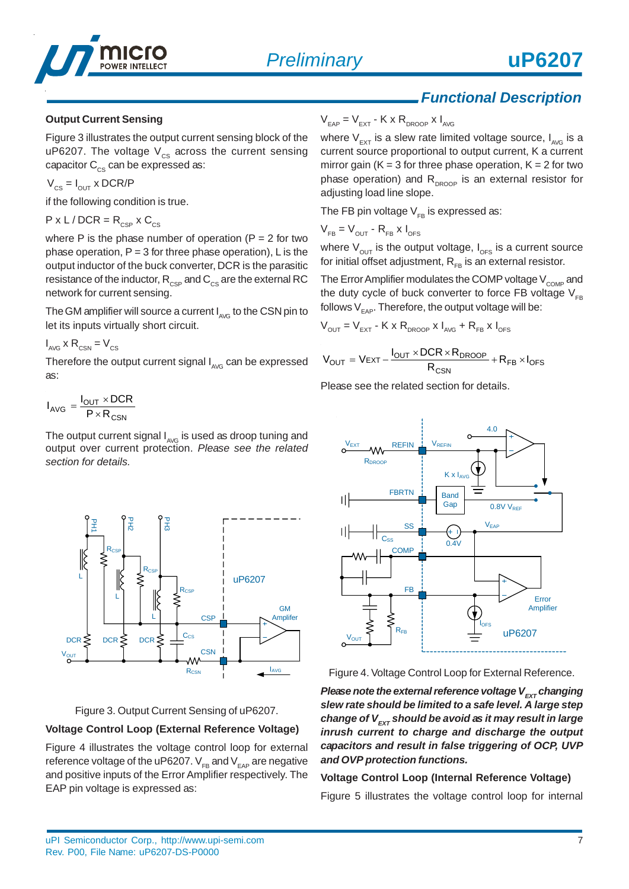## Functional Description

### Output Current Sensing

Figure 3 illustrates the output current sensing block of the uP6207. The voltage $V_{CS}$ across the current sensing capacitor $C_{CS}$ can be expressed as:

$V_{CS} = I_{OUT} \times DCR/P$

if the following condition is true.

$P \times L / DCR = R_{CSP} \times C_{CS}$

where P is the phase number of operation (P = 2 for two phase operation, P = 3 for three phase operation), L is the output inductor of the buck converter, DCR is the parasitic resistance of the inductor, $R_{CSP}$ and $C_{CS}$ are the external RC network for current sensing.

The GM amplifier will source a current $I_{AVG}$ to the CSN pin to let its inputs virtually short circuit.

$I_{AVG} \times R_{CSN} = V_{CS}$

Therefore the output current signal $I_{AVG}$ can be expressed as:

$$I_{AVG} = \frac{I_{OUT} \times DCR}{P \times R_{CSN}}$$

The output current signal $I_{AVG}$ is used as droop tuning and output over current protection. *Please see the related section for details.*

Figure 3. Output Current Sensing of uP6207.

### Voltage Control Loop (External Reference Voltage)

Figure 4 illustrates the voltage control loop for external reference voltage of the uP6207. $V_{FB}$ and $V_{EAP}$ are negative and positive inputs of the Error Amplifier respectively. The EAP pin voltage is expressed as:

$V_{EAP} = V_{EXT} - K \times R_{DROOP} \times I_{AVG}$

where $V_{EXT}$ is a slew rate limited voltage source, $I_{AVG}$ is a current source proportional to output current, K a current mirror gain (K = 3 for three phase operation, K = 2 for two phase operation) and $R_{DROOP}$ is an external resistor for adjusting load line slope.

The FB pin voltage $V_{FB}$ is expressed as:

$V_{FB} = V_{OUT} - R_{FB} \times I_{OFS}$

where $V_{OUT}$ is the output voltage, $I_{OFS}$ is a current source for initial offset adjustment, $R_{FB}$ is an external resistor.

The Error Amplifier modulates the COMP voltage $V_{COMP}$ and the duty cycle of buck converter to force FB voltage $V_{FB}$ follows $V_{EAP}$. Therefore, the output voltage will be:

$V_{OUT} = V_{EXT} - K \times R_{DROOP} \times I_{AVG} + R_{FB} \times I_{OFS}$

$$V_{OUT} = V_{EXT} - \frac{I_{OUT} \times DCR \times R_{DROOP}}{R_{CSN}} + R_{FB} \times I_{OFS}$$

Please see the related section for details.

Figure 4. Voltage Control Loop for External Reference.

***Please note the external reference voltage $V_{EXT}$ changing slew rate should be limited to a safe level. A large step change of $V_{EXT}$ should be avoid as it may result in large inrush current to charge and discharge the output capacitors and result in false triggering of OCP, UVP and OVP protection functions.***

### Voltage Control Loop (Internal Reference Voltage)

Figure 5 illustrates the voltage control loop for internal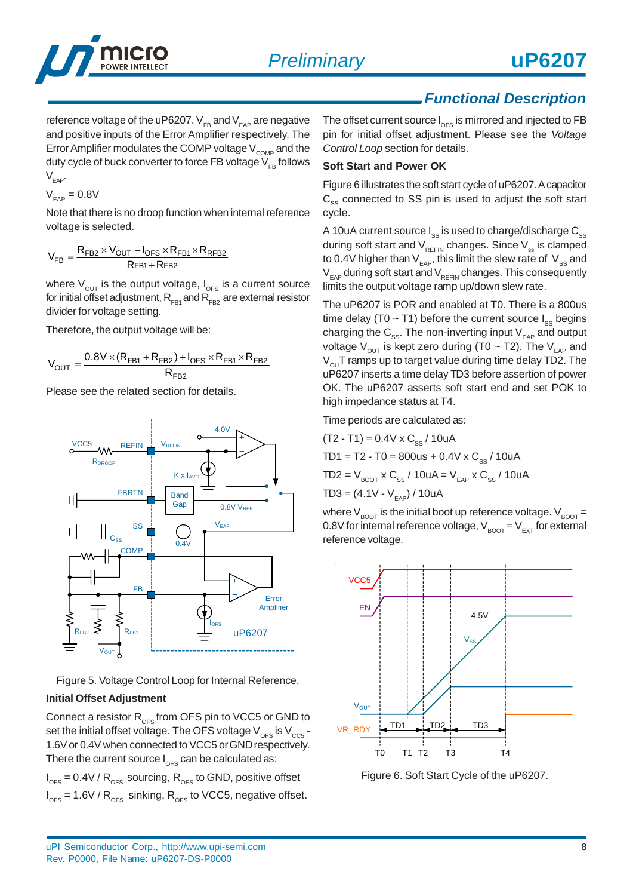## Functional Description

reference voltage of the uP6207. $V_{FB}$ and $V_{EAP}$ are negative and positive inputs of the Error Amplifier respectively. The Error Amplifier modulates the COMP voltage $V_{COMP}$ and the duty cycle of buck converter to force FB voltage $V_{FB}$ follows $V_{EAP}$.

$V_{EAP}$ = 0.8V

Note that there is no droop function when internal reference voltage is selected.

$$V_{FB} = \frac{R_{FB2} \times V_{OUT} - I_{OFS} \times R_{FB1} \times R_{RFB2}}{R_{FB1} + R_{FB2}}$$

where $V_{OUT}$ is the output voltage, $I_{OFS}$ is a current source for initial offset adjustment, $R_{FB1}$ and $R_{FB2}$ are external resistor divider for voltage setting.

Therefore, the output voltage will be:

$$V_{OUT} = \frac{0.8V \times (R_{FB1} + R_{FB2}) + I_{OFS} \times R_{FB1} \times R_{FB2}}{R_{FB2}}$$

Please see the related section for details.

Figure 5. Voltage Control Loop for Internal Reference.

### Initial Offset Adjustment

Connect a resistor $R_{OFS}$ from OFS pin to VCC5 or GND to set the initial offset voltage. The OFS voltage $V_{OFS}$ is $V_{CC5}$ - 1.6V or 0.4V when connected to VCC5 or GND respectively. There the current source $I_{OFS}$ can be calculated as:

$I_{OFS}$ = 0.4V / $R_{OFS}$ sourcing, $R_{OFS}$ to GND, positive offset

$I_{OFS}$ = 1.6V / $R_{OFS}$ sinking, $R_{OFS}$ to VCC5, negative offset.

The offset current source $I_{OFS}$ is mirrored and injected to FB pin for initial offset adjustment. Please see the *Voltage Control Loop* section for details.

### Soft Start and Power OK

Figure 6 illustrates the soft start cycle of uP6207. A capacitor $C_{SS}$ connected to SS pin is used to adjust the soft start cycle.

A 10uA current source $I_{SS}$ is used to charge/discharge $C_{SS}$ during soft start and $V_{REFIN}$ changes. Since $V_{ss}$ is clamped to 0.4V higher than $V_{EAP}$, this limit the slew rate of $V_{SS}$ and $V_{EAP}$ during soft start and $V_{REFIN}$ changes. This consequently limits the output voltage ramp up/down slew rate.

The uP6207 is POR and enabled at T0. There is a 800us time delay (T0 ~ T1) before the current source $I_{SS}$ begins charging the $C_{SS}$. The non-inverting input $V_{EAP}$ and output voltage $V_{OUT}$ is kept zero during (T0 ~ T2). The $V_{EAP}$ and $V_{OU}$T ramps up to target value during time delay TD2. The uP6207 inserts a time delay TD3 before assertion of power OK. The uP6207 asserts soft start end and set POK to high impedance status at T4.

Time periods are calculated as:

(T2 - T1) = 0.4V x $C_{SS}$ / 10uA

TD1 = T2 - T0 = 800us + 0.4V x $C_{SS}$ / 10uA

TD2 = $V_{BOOT}$ x $C_{SS}$ / 10uA = $V_{EAP}$ x $C_{SS}$ / 10uA

TD3 = (4.1V - $V_{EAP}$) / 10uA

where $V_{BOOT}$ is the initial boot up reference voltage. $V_{BOOT}$ = 0.8V for internal reference voltage, $V_{BOOT}$ = $V_{EXT}$ for external reference voltage.

Figure 6. Soft Start Cycle of the uP6207.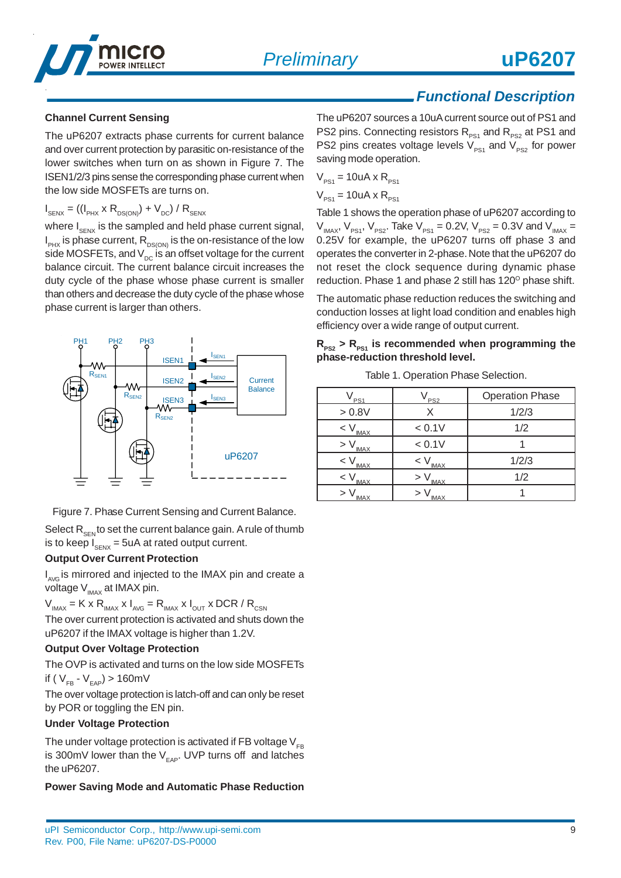## Functional Description

### Channel Current Sensing

The uP6207 extracts phase currents for current balance and over current protection by parasitic on-resistance of the lower switches when turn on as shown in Figure 7. The ISEN1/2/3 pins sense the corresponding phase current when the low side MOSFETs are turns on.

$I_{SENX} = ((I_{PHX} \times R_{DS(ON)}) + V_{DC}) / R_{SENX}$

where $I_{SENX}$ is the sampled and held phase current signal, $I_{PHX}$ is phase current, $R_{DS(ON)}$ is the on-resistance of the low side MOSFETs, and $V_{DC}$ is an offset voltage for the current balance circuit. The current balance circuit increases the duty cycle of the phase whose phase current is smaller than others and decrease the duty cycle of the phase whose phase current is larger than others.

Figure 7. Phase Current Sensing and Current Balance.

Select $R_{SEN}$ to set the current balance gain. A rule of thumb is to keep $I_{SENX}$ = 5uA at rated output current.

### Output Over Current Protection

$I_{AVG}$ is mirrored and injected to the IMAX pin and create a voltage $V_{IMAX}$ at IMAX pin.

$V_{IMAX} = K \times R_{IMAX} \times I_{AVG} = R_{IMAX} \times I_{OUT} \times DCR / R_{CSN}$

The over current protection is activated and shuts down the uP6207 if the IMAX voltage is higher than 1.2V.

### Output Over Voltage Protection

The OVP is activated and turns on the low side MOSFETs if ( $V_{FB}$ - $V_{EAP}$) > 160mV

The over voltage protection is latch-off and can only be reset by POR or toggling the EN pin.

### Under Voltage Protection

The under voltage protection is activated if FB voltage $V_{FB}$ is 300mV lower than the $V_{EAP}$. UVP turns off and latches the uP6207.

### Power Saving Mode and Automatic Phase Reduction

The uP6207 sources a 10uA current source out of PS1 and PS2 pins. Connecting resistors $R_{PS1}$ and $R_{PS2}$ at PS1 and PS2 pins creates voltage levels $V_{PS1}$ and $V_{PS2}$ for power saving mode operation.

$V_{PS1}$ = 10uA x $R_{PS1}$

$V_{PS1}$ = 10uA x $R_{PS1}$

Table 1 shows the operation phase of uP6207 according to $V_{IMAX}$, $V_{PS1}$, $V_{PS2}$. Take $V_{PS1}$ = 0.2V, $V_{PS2}$ = 0.3V and $V_{IMAX}$ = 0.25V for example, the uP6207 turns off phase 3 and operates the converter in 2-phase. Note that the uP6207 do not reset the clock sequence during dynamic phase reduction. Phase 1 and phase 2 still has 120$^{O}$ phase shift.

The automatic phase reduction reduces the switching and conduction losses at light load condition and enables high efficiency over a wide range of output current.

**$R_{PS2}$ > $R_{PS1}$ is recommended when programming the phase-reduction threshold level.**

Table 1. Operation Phase Selection.

| $V_{PS1}$ | $V_{PS2}$ | Operation Phase |
|---|---|---|
| > 0.8V | X | 1/2/3 |
| < $V_{IMAX}$ | < 0.1V | 1/2 |
| > $V_{IMAX}$ | < 0.1V | 1 |
| < $V_{IMAX}$ | < $V_{IMAX}$ | 1/2/3 |
| < $V_{IMAX}$ | > $V_{IMAX}$ | 1/2 |
| > $V_{IMAX}$ | > $V_{IMAX}$ | 1 |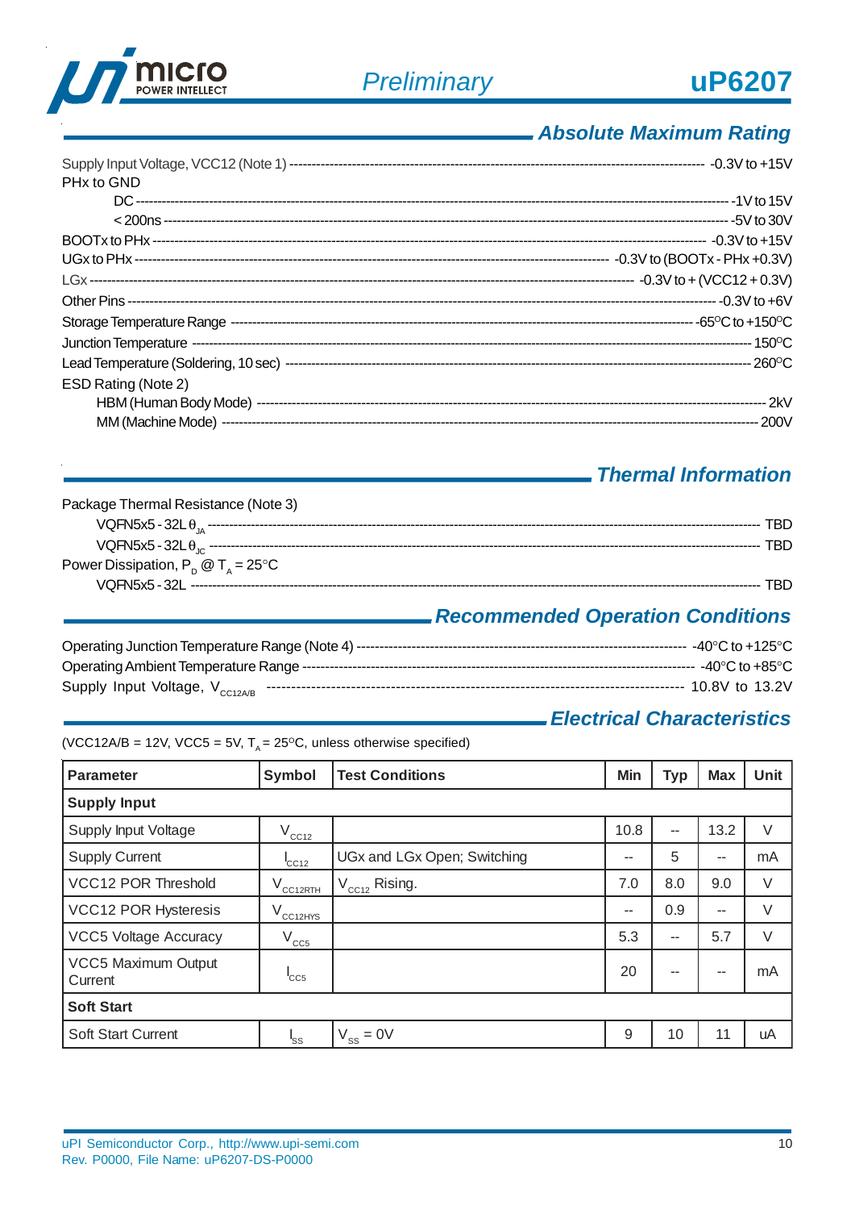## Absolute Maximum Rating

Supply Input Voltage, VCC12 (Note 1) ---------------------------------------------------------------- -0.3V to +15V
PHx to GND
- DC ------------------------------------------------------------------------------------------------------ -1V to 15V
- < 200ns ---------------------------------------------------------------------------------------------- -5V to 30V

BOOTx to PHx ------------------------------------------------------------------------------------------ -0.3V to +15V
UGx to PHx ----------------------------------------------------------------------- -0.3V to (BOOTx - PHx +0.3V)
LGx ------------------------------------------------------------------------------------- -0.3V to + (VCC12 + 0.3V)
Other Pins ---------------------------------------------------------------------------------------------- -0.3V to +6V
Storage Temperature Range ------------------------------------------------------------------------ -65°C to +150°C
Junction Temperature -------------------------------------------------------------------------------------------- 150°C
Lead Temperature (Soldering, 10 sec) ---------------------------------------------------------------------- 260°C
ESD Rating (Note 2)
- HBM (Human Body Mode) ------------------------------------------------------------------------------------- 2kV
- MM (Machine Mode) ---------------------------------------------------------------------------------------- 200V

## Thermal Information

Package Thermal Resistance (Note 3)
- VQFN5x5 - 32L $\theta_{JA}$ ---------------------------------------------------------------------------------- TBD
- VQFN5x5 - 32L $\theta_{JC}$ ---------------------------------------------------------------------------------- TBD

Power Dissipation, $P_D$ @ $T_A$ = 25°C
- VQFN5x5 - 32L --------------------------------------------------------------------------------------------- TBD

## Recommended Operation Conditions

Operating Junction Temperature Range (Note 4) ---------------------------------------------- -40°C to +125°C
Operating Ambient Temperature Range ------------------------------------------------------------ -40°C to +85°C
Supply Input Voltage, $V_{CC12A/B}$ ------------------------------------------------------------------ 10.8V to 13.2V

## Electrical Characteristics

(VCC12A/B = 12V, VCC5 = 5V, $T_A$ = 25°C, unless otherwise specified)

| Parameter | Symbol | Test Conditions | Min | Typ | Max | Unit |
|---|---|---|---|---|---|---|
| **Supply Input** | | | | | | |
| Supply Input Voltage | $V_{CC12}$ | | 10.8 | -- | 13.2 | V |
| Supply Current | $I_{CC12}$ | UGx and LGx Open; Switching | -- | 5 | -- | mA |
| VCC12 POR Threshold | $V_{CC12RTH}$ | $V_{CC12}$ Rising. | 7.0 | 8.0 | 9.0 | V |
| VCC12 POR Hysteresis | $V_{CC12HYS}$ | | -- | 0.9 | -- | V |
| VCC5 Voltage Accuracy | $V_{CC5}$ | | 5.3 | -- | 5.7 | V |
| VCC5 Maximum Output Current | $I_{CC5}$ | | 20 | -- | -- | mA |
| **Soft Start** | | | | | | |
| Soft Start Current | $I_{SS}$ | $V_{SS}$ = 0V | 9 | 10 | 11 | uA |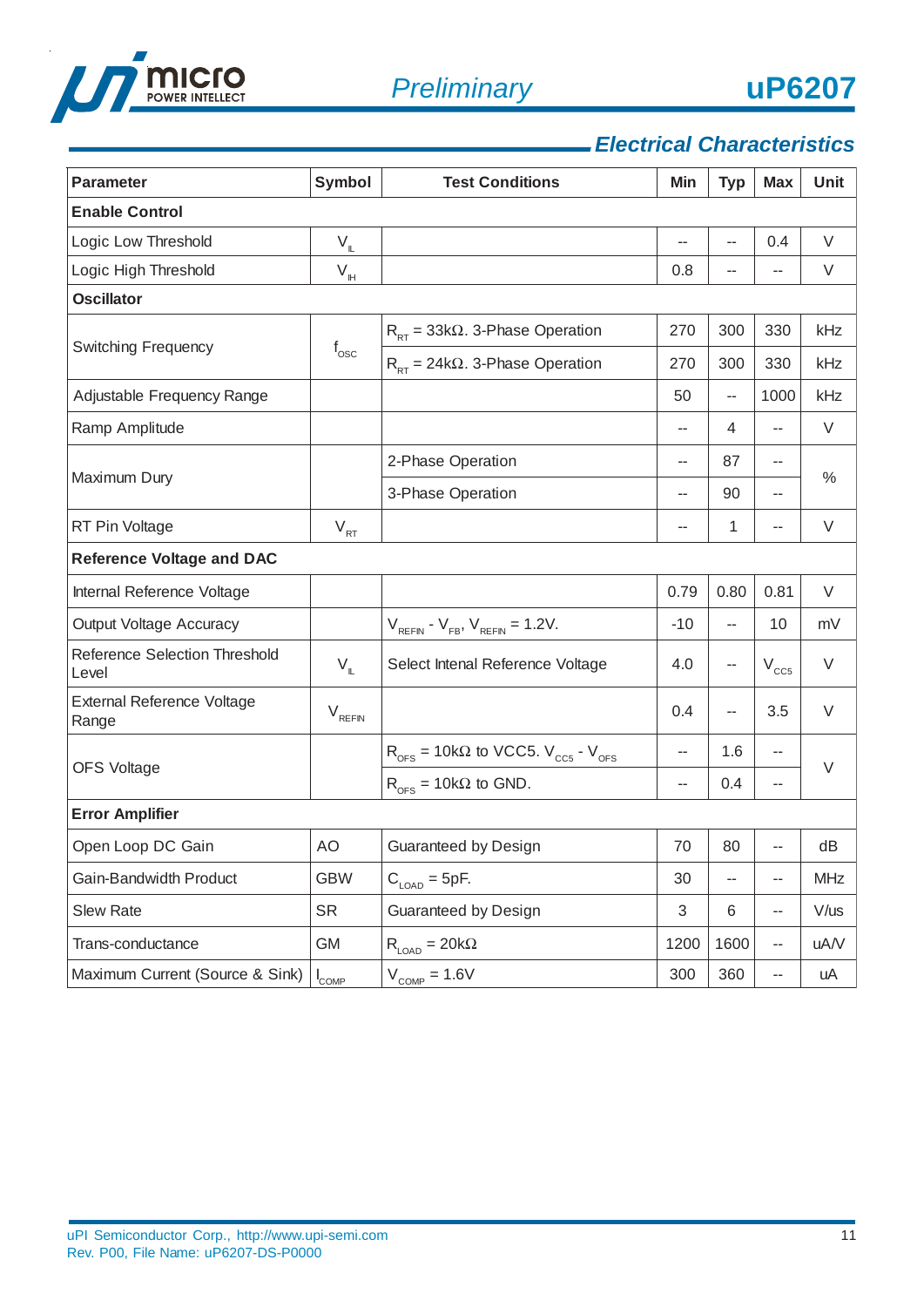## Electrical Characteristics

| Parameter | Symbol | Test Conditions | Min | Typ | Max | Unit |
|---|---|---|---|---|---|---|
| **Enable Control** | | | | | | |
| Logic Low Threshold | $V_{IL}$ | | -- | -- | 0.4 | V |
| Logic High Threshold | $V_{IH}$ | | 0.8 | -- | -- | V |
| **Oscillator** | | | | | | |
| Switching Frequency | $f_{OSC}$ | $R_{RT}$ = 33kΩ. 3-Phase Operation | 270 | 300 | 330 | kHz |
| | | $R_{RT}$ = 24kΩ. 3-Phase Operation | 270 | 300 | 330 | kHz |
| Adjustable Frequency Range | | | 50 | -- | 1000 | kHz |
| Ramp Amplitude | | | -- | 4 | -- | V |
| Maximum Dury | | 2-Phase Operation | -- | 87 | -- | % |
| | | 3-Phase Operation | -- | 90 | -- | % |
| RT Pin Voltage | $V_{RT}$ | | -- | 1 | -- | V |
| **Reference Voltage and DAC** | | | | | | |
| Internal Reference Voltage | | | 0.79 | 0.80 | 0.81 | V |
| Output Voltage Accuracy | | $V_{REFIN}$ - $V_{FB}$, $V_{REFIN}$ = 1.2V. | -10 | -- | 10 | mV |
| Reference Selection Threshold Level | $V_{IL}$ | Select Intenal Reference Voltage | 4.0 | -- | $V_{CC5}$ | V |
| External Reference Voltage Range | $V_{REFIN}$ | | 0.4 | -- | 3.5 | V |
| OFS Voltage | | $R_{OFS}$ = 10kΩ to VCC5. $V_{CC5}$ - $V_{OFS}$ | -- | 1.6 | -- | V |
| | | $R_{OFS}$ = 10kΩ to GND. | -- | 0.4 | -- | V |
| **Error Amplifier** | | | | | | |
| Open Loop DC Gain | AO | Guaranteed by Design | 70 | 80 | -- | dB |
| Gain-Bandwidth Product | GBW | $C_{LOAD}$ = 5pF. | 30 | -- | -- | MHz |
| Slew Rate | SR | Guaranteed by Design | 3 | 6 | -- | V/us |
| Trans-conductance | GM | $R_{LOAD}$ = 20kΩ | 1200 | 1600 | -- | uA/V |
| Maximum Current (Source & Sink) | $I_{COMP}$ | $V_{COMP}$ = 1.6V | 300 | 360 | -- | uA |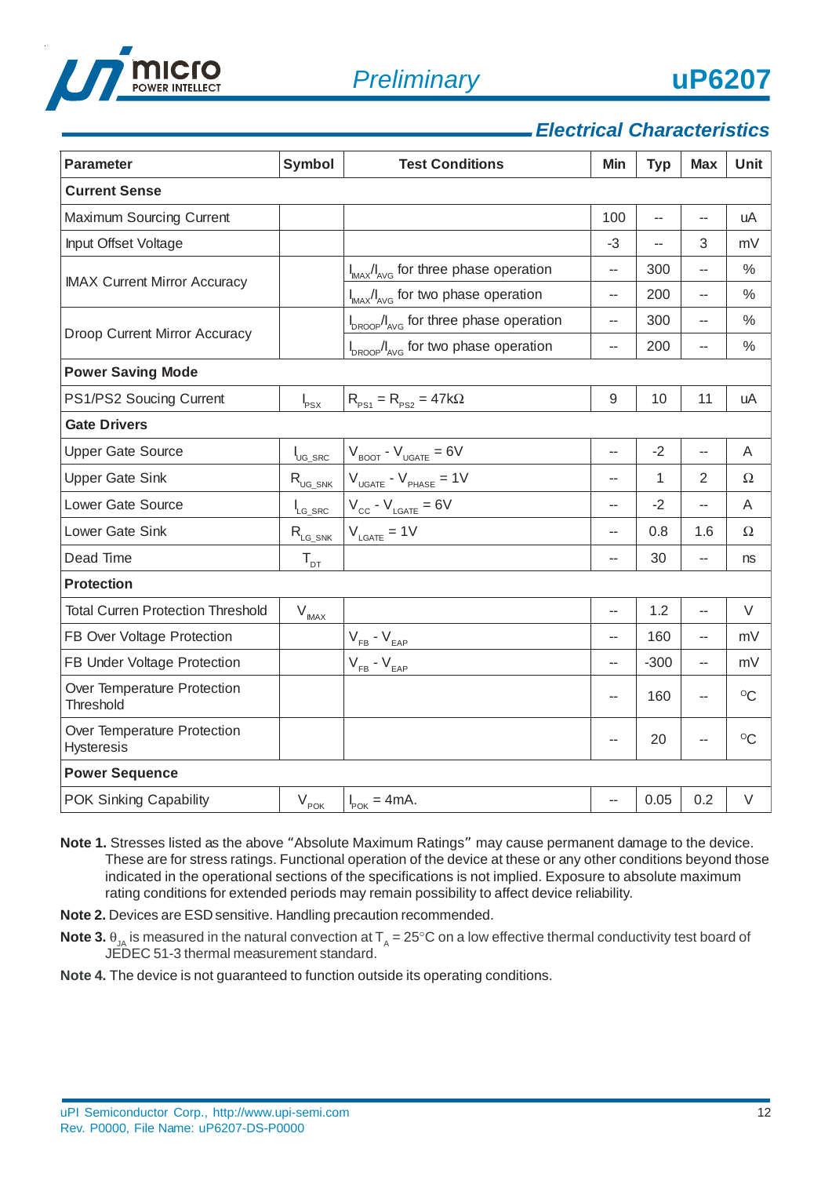## Electrical Characteristics

| Parameter | Symbol | Test Conditions | Min | Typ | Max | Unit |
|---|---|---|---|---|---|---|
| **Current Sense** | | | | | | |
| Maximum Sourcing Current | | | 100 | -- | -- | uA |
| Input Offset Voltage | | | -3 | -- | 3 | mV |
| IMAX Current Mirror Accuracy | | $I_{IMAX}/I_{AVG}$ for three phase operation | -- | 300 | -- | % |
| | | $I_{IMAX}/I_{AVG}$ for two phase operation | -- | 200 | -- | % |
| Droop Current Mirror Accuracy | | $I_{DROOP}/I_{AVG}$ for three phase operation | -- | 300 | -- | % |
| | | $I_{DROOP}/I_{AVG}$ for two phase operation | -- | 200 | -- | % |
| **Power Saving Mode** | | | | | | |
| PS1/PS2 Soucing Current | $I_{PSX}$ | $R_{PS1} = R_{PS2} = 47k\Omega$ | 9 | 10 | 11 | uA |
| **Gate Drivers** | | | | | | |
| Upper Gate Source | $I_{UG\_SRC}$ | $V_{BOOT} - V_{UGATE} = 6V$ | -- | -2 | -- | A |
| Upper Gate Sink | $R_{UG\_SNK}$ | $V_{UGATE} - V_{PHASE} = 1V$ | -- | 1 | 2 | Ω |
| Lower Gate Source | $I_{LG\_SRC}$ | $V_{CC} - V_{LGATE} = 6V$ | -- | -2 | -- | A |
| Lower Gate Sink | $R_{LG\_SNK}$ | $V_{LGATE} = 1V$ | -- | 0.8 | 1.6 | Ω |
| Dead Time | $T_{DT}$ | | -- | 30 | -- | ns |
| **Protection** | | | | | | |
| Total Curren Protection Threshold | $V_{IMAX}$ | | -- | 1.2 | -- | V |
| FB Over Voltage Protection | | $V_{FB} - V_{EAP}$ | -- | 160 | -- | mV |
| FB Under Voltage Protection | | $V_{FB} - V_{EAP}$ | -- | -300 | -- | mV |
| Over Temperature Protection Threshold | | | -- | 160 | -- | °C |
| Over Temperature Protection Hysteresis | | | -- | 20 | -- | °C |
| **Power Sequence** | | | | | | |
| POK Sinking Capability | $V_{POK}$ | $I_{POK} = 4mA.$ | -- | 0.05 | 0.2 | V |

**Note 1.** Stresses listed as the above "Absolute Maximum Ratings" may cause permanent damage to the device. These are for stress ratings. Functional operation of the device at these or any other conditions beyond those indicated in the operational sections of the specifications is not implied. Exposure to absolute maximum rating conditions for extended periods may remain possibility to affect device reliability.

**Note 2.** Devices are ESD sensitive. Handling precaution recommended.

**Note 3.** $\theta_{JA}$ is measured in the natural convection at $T_A = 25°C$ on a low effective thermal conductivity test board of JEDEC 51-3 thermal measurement standard.

**Note 4.** The device is not guaranteed to function outside its operating conditions.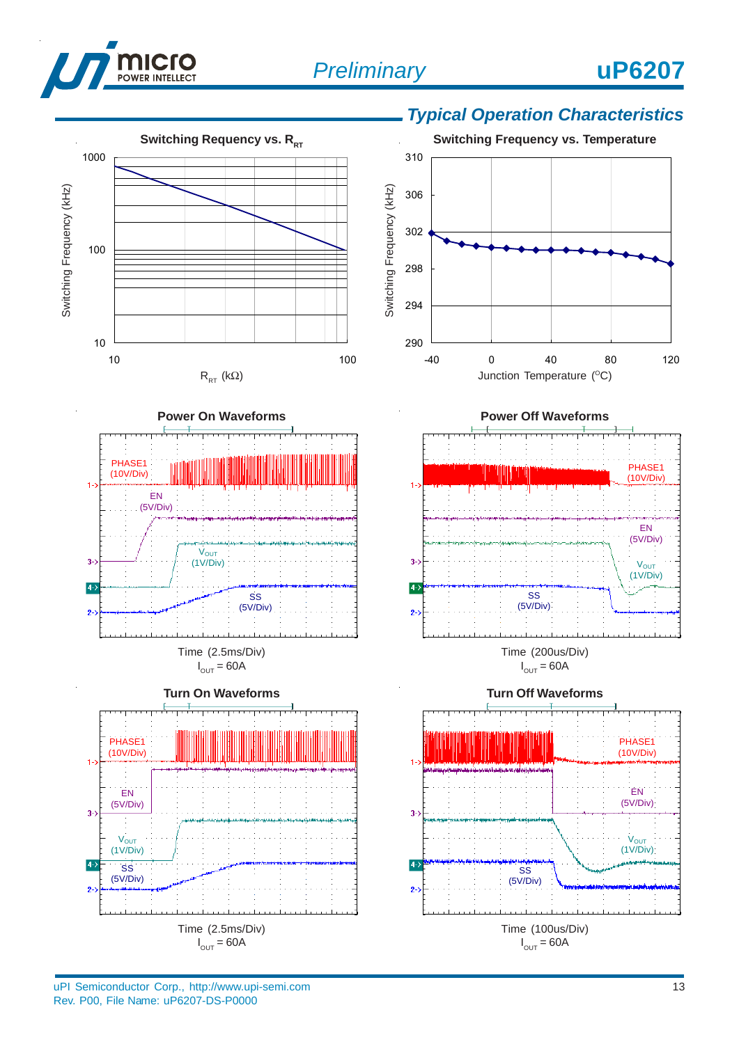## Typical Operation Characteristics

**Switching Requency vs. $R_{RT}$**

Switching Frequency (kHz)

1000
100
10

10
100

$R_{RT}$ (kΩ)

**Switching Frequency vs. Temperature**

Switching Frequency (kHz)

310
306
302
298
294
290

-40
0
40
80
120

Junction Temperature ($^{o}$C)

**Power On Waveforms**

PHASE1 (10V/Div)

EN (5V/Div)

$V_{OUT}$ (1V/Div)

SS (5V/Div)

Time (2.5ms/Div)

$I_{OUT}$ = 60A

**Power Off Waveforms**

PHASE1 (10V/Div)

EN (5V/Div)

$V_{OUT}$ (1V/Div)

SS (5V/Div)

Time (200us/Div)

$I_{OUT}$ = 60A

**Turn On Waveforms**

PHASE1 (10V/Div)

EN (5V/Div)

$V_{OUT}$ (1V/Div)

SS (5V/Div)

Time (2.5ms/Div)

$I_{OUT}$ = 60A

**Turn Off Waveforms**

PHASE1 (10V/Div)

EN (5V/Div)

$V_{OUT}$ (1V/Div)

SS (5V/Div)

Time (100us/Div)

$I_{OUT}$ = 60A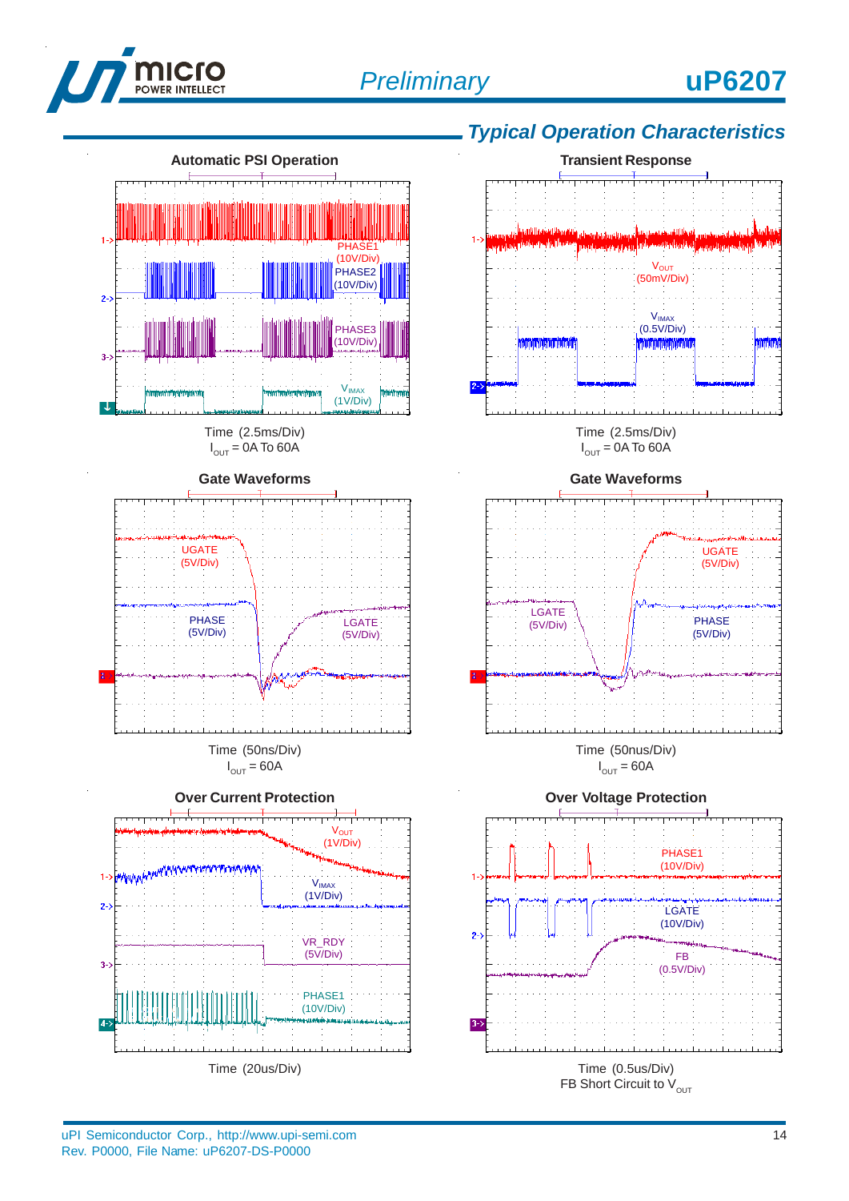## Typical Operation Characteristics

**Automatic PSI Operation**

PHASE1 (10V/Div)
PHASE2 (10V/Div)
PHASE3 (10V/Div)
$V_{IMAX}$ (1V/Div)

Time (2.5ms/Div)
$I_{OUT}$ = 0A To 60A

**Transient Response**

$V_{OUT}$ (50mV/Div)
$V_{IMAX}$ (0.5V/Div)

Time (2.5ms/Div)
$I_{OUT}$ = 0A To 60A

**Gate Waveforms**

UGATE (5V/Div)
PHASE (5V/Div)
LGATE (5V/Div)

Time (50ns/Div)
$I_{OUT}$ = 60A

**Gate Waveforms**

UGATE (5V/Div)
LGATE (5V/Div)
PHASE (5V/Div)

Time (50nus/Div)
$I_{OUT}$ = 60A

**Over Current Protection**

$V_{OUT}$ (1V/Div)
$V_{IMAX}$ (1V/Div)
VR_RDY (5V/Div)
PHASE1 (10V/Div)

Time (20us/Div)

**Over Voltage Protection**

PHASE1 (10V/Div)
LGATE (10V/Div)
FB (0.5V/Div)

Time (0.5us/Div)
FB Short Circuit to $V_{OUT}$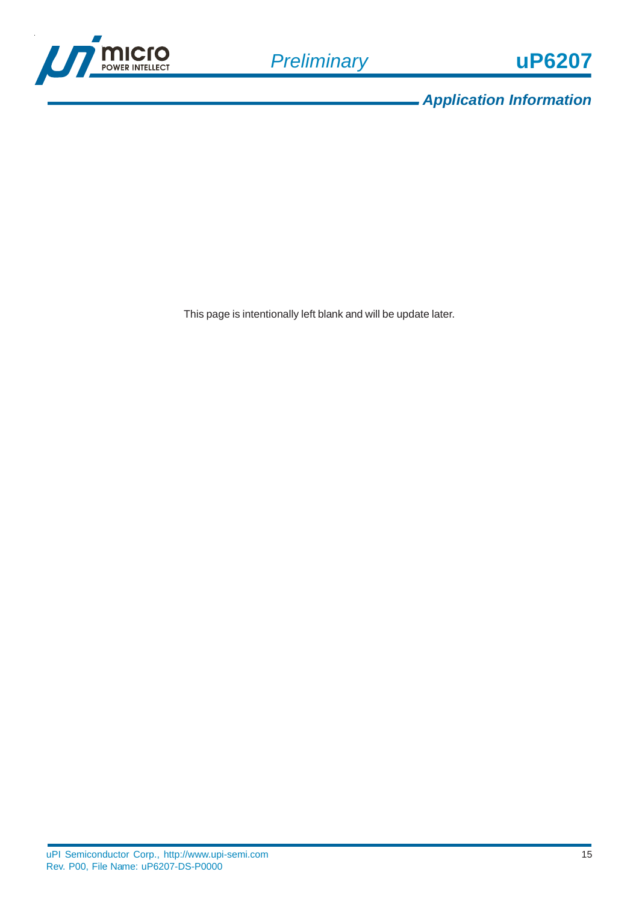## Application Information

This page is intentionally left blank and will be update later.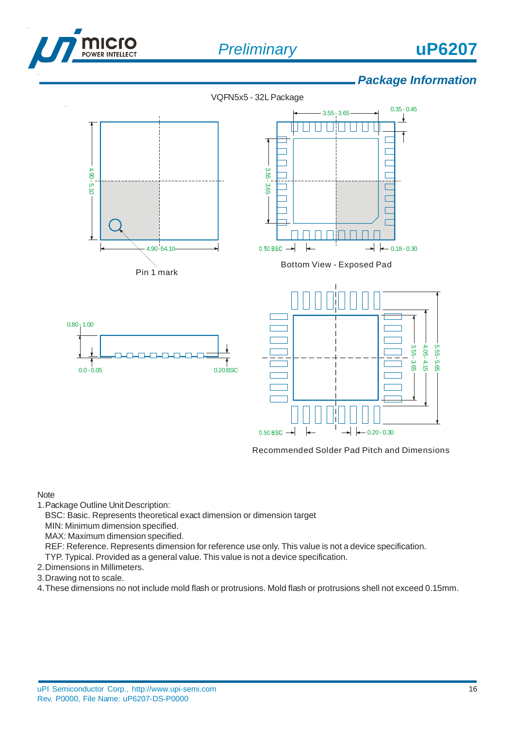## Package Information

VQFN5x5 - 32L Package

4.90 - 5.10

4.90 - 5.10

Pin 1 mark

3.55 - 3.65

0.35 - 0.45

3.55 - 3.65

0.50 BSC

0.18 - 0.30

Bottom View - Exposed Pad

0.80 - 1.00

0.0 - 0.05

0.20 BSC

3.55 - 3.65

4.05 - 4.15

5.55 - 5.65

0.50 BSC

0.20 - 0.30

Recommended Solder Pad Pitch and Dimensions

Note

1. Package Outline Unit Description:
   BSC: Basic. Represents theoretical exact dimension or dimension target
   MIN: Minimum dimension specified.
   MAX: Maximum dimension specified.
   REF: Reference. Represents dimension for reference use only. This value is not a device specification.
   TYP. Typical. Provided as a general value. This value is not a device specification.
2. Dimensions in Millimeters.
3. Drawing not to scale.
4. These dimensions no not include mold flash or protrusions. Mold flash or protrusions shell not exceed 0.15mm.

uPI Semiconductor Corp., http://www.upi-semi.com
Rev. P0000, File Name: uP6207-DS-P0000